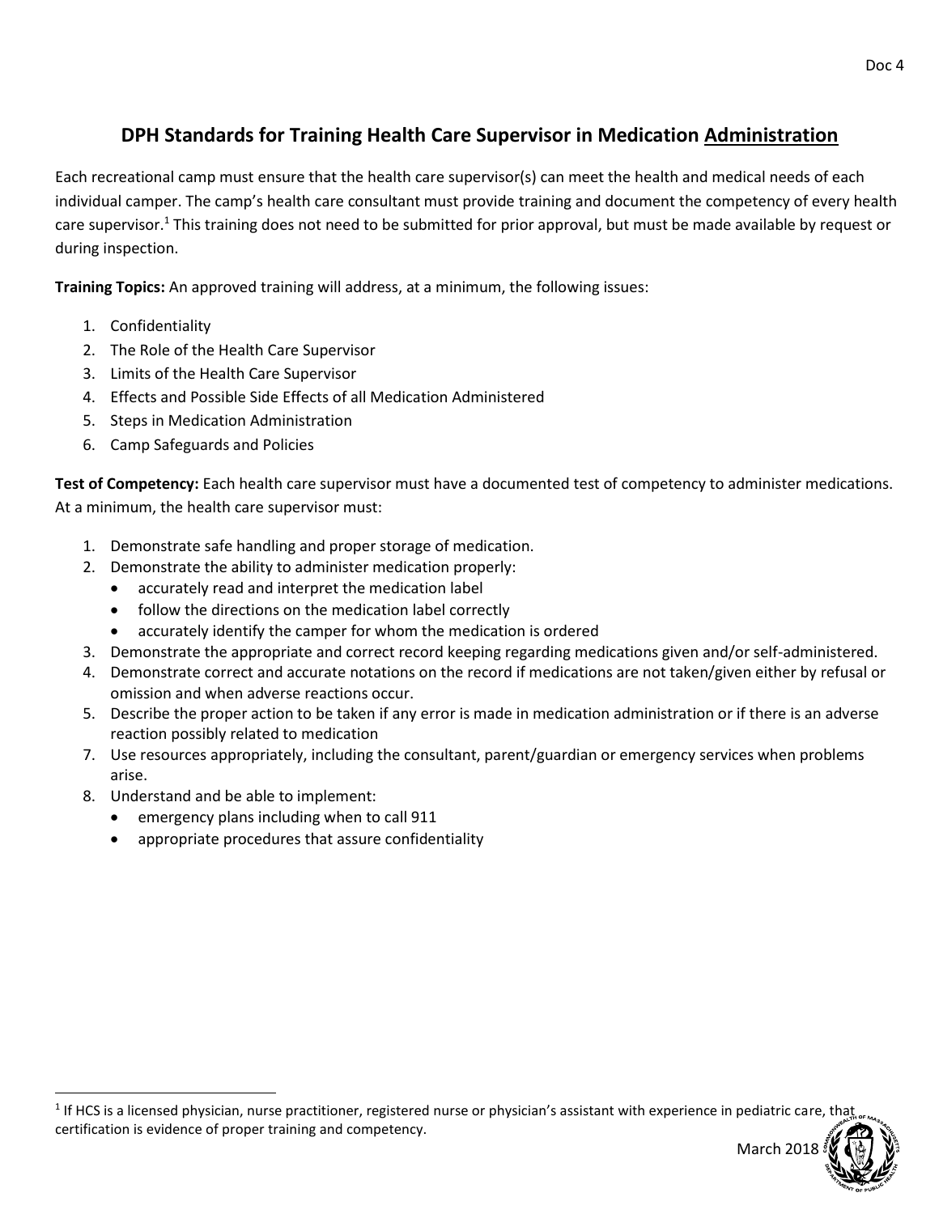# DPH Standards for Training Health Care Supervisor in Medication Administration

Each recreational camp must ensure that the health care supervisor(s) can meet the health and medical needs of each individual camper. The camp's health care consultant must provide training and document the competency of every health care supervisor.[1] This training does not need to be submitted for prior approval, but must be made available by request or during inspection.

**Training Topics:** An approved training will address, at a minimum, the following issues:

1. Confidentiality
2. The Role of the Health Care Supervisor
3. Limits of the Health Care Supervisor
4. Effects and Possible Side Effects of all Medication Administered
5. Steps in Medication Administration
6. Camp Safeguards and Policies

**Test of Competency:** Each health care supervisor must have a documented test of competency to administer medications. At a minimum, the health care supervisor must:

1. Demonstrate safe handling and proper storage of medication.
2. Demonstrate the ability to administer medication properly:
   - accurately read and interpret the medication label
   - follow the directions on the medication label correctly
   - accurately identify the camper for whom the medication is ordered
3. Demonstrate the appropriate and correct record keeping regarding medications given and/or self-administered.
4. Demonstrate correct and accurate notations on the record if medications are not taken/given either by refusal or omission and when adverse reactions occur.
5. Describe the proper action to be taken if any error is made in medication administration or if there is an adverse reaction possibly related to medication
7. Use resources appropriately, including the consultant, parent/guardian or emergency services when problems arise.
8. Understand and be able to implement:
   - emergency plans including when to call 911
   - appropriate procedures that assure confidentiality

[1] If HCS is a licensed physician, nurse practitioner, registered nurse or physician's assistant with experience in pediatric care, that certification is evidence of proper training and competency.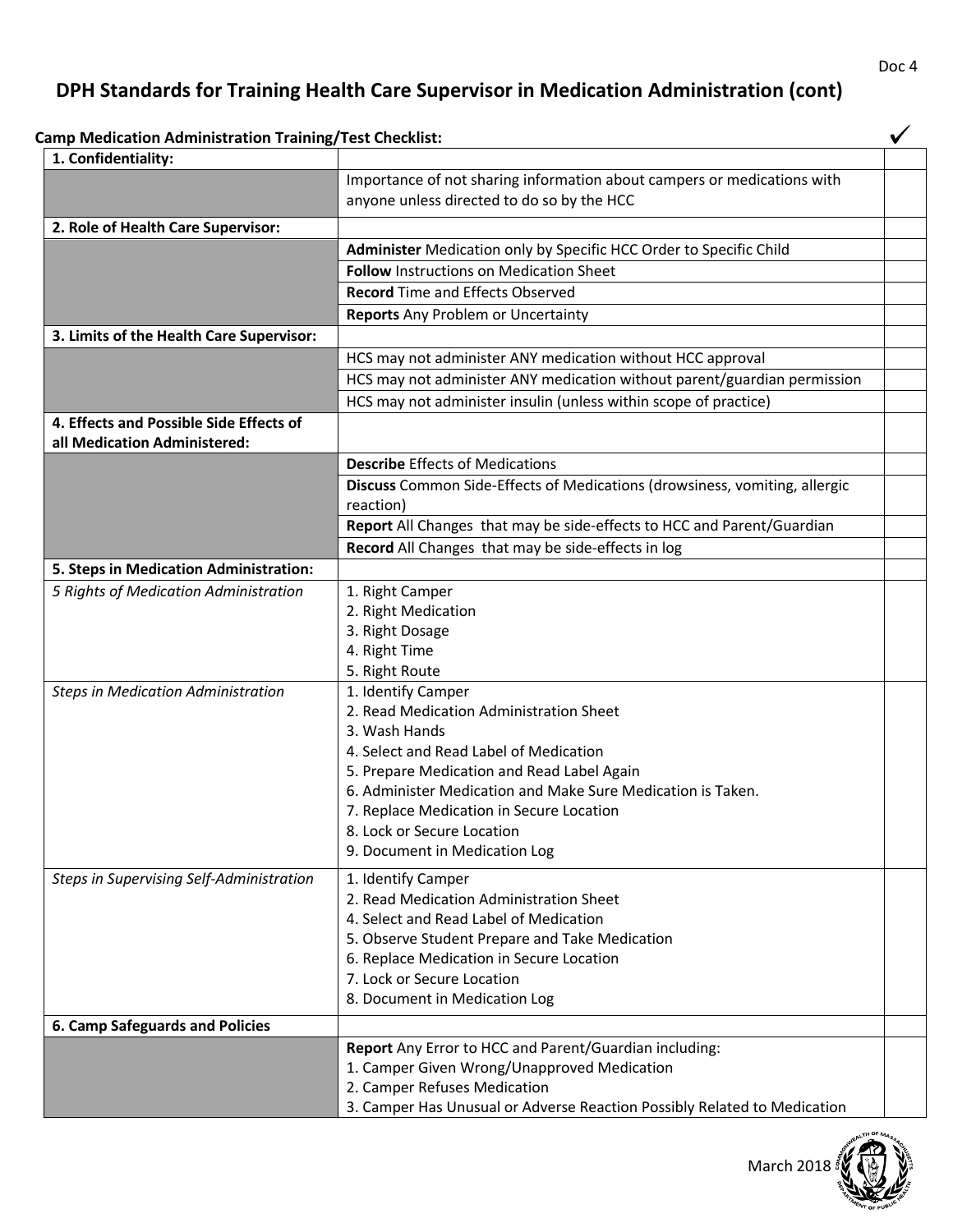# DPH Standards for Training Health Care Supervisor in Medication Administration (cont)

**Camp Medication Administration Training/Test Checklist:**

| | | ✓ |
|---|---|---|
| **1. Confidentiality:** | | |
| | Importance of not sharing information about campers or medications with anyone unless directed to do so by the HCC | |
| **2. Role of Health Care Supervisor:** | | |
| | **Administer** Medication only by Specific HCC Order to Specific Child | |
| | **Follow** Instructions on Medication Sheet | |
| | **Record** Time and Effects Observed | |
| | **Reports** Any Problem or Uncertainty | |
| **3. Limits of the Health Care Supervisor:** | | |
| | HCS may not administer ANY medication without HCC approval | |
| | HCS may not administer ANY medication without parent/guardian permission | |
| | HCS may not administer insulin (unless within scope of practice) | |
| **4. Effects and Possible Side Effects of all Medication Administered:** | | |
| | **Describe** Effects of Medications | |
| | **Discuss** Common Side-Effects of Medications (drowsiness, vomiting, allergic reaction) | |
| | **Report** All Changes that may be side-effects to HCC and Parent/Guardian | |
| | **Record** All Changes that may be side-effects in log | |
| **5. Steps in Medication Administration:** | | |
| *5 Rights of Medication Administration* | 1. Right Camper<br>2. Right Medication<br>3. Right Dosage<br>4. Right Time<br>5. Right Route | |
| *Steps in Medication Administration* | 1. Identify Camper<br>2. Read Medication Administration Sheet<br>3. Wash Hands<br>4. Select and Read Label of Medication<br>5. Prepare Medication and Read Label Again<br>6. Administer Medication and Make Sure Medication is Taken.<br>7. Replace Medication in Secure Location<br>8. Lock or Secure Location<br>9. Document in Medication Log | |
| *Steps in Supervising Self-Administration* | 1. Identify Camper<br>2. Read Medication Administration Sheet<br>4. Select and Read Label of Medication<br>5. Observe Student Prepare and Take Medication<br>6. Replace Medication in Secure Location<br>7. Lock or Secure Location<br>8. Document in Medication Log | |
| **6. Camp Safeguards and Policies** | | |
| | **Report** Any Error to HCC and Parent/Guardian including:<br>1. Camper Given Wrong/Unapproved Medication<br>2. Camper Refuses Medication<br>3. Camper Has Unusual or Adverse Reaction Possibly Related to Medication | |

March 2018